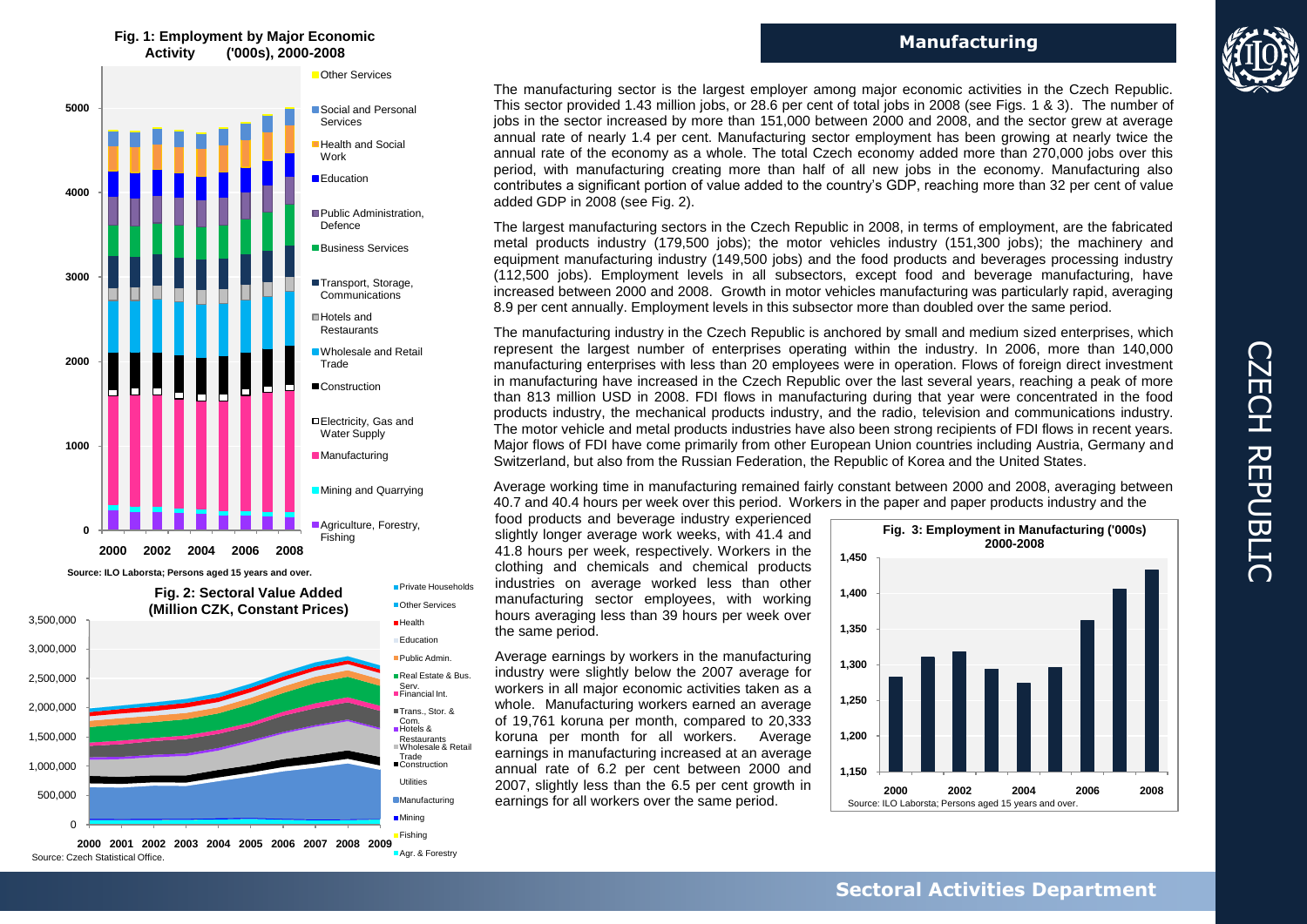## Manufacturing

**Fig. 1: Employment by Major Economic Activity ('000s), 2000-2008**

Source: ILO Laborsta; Persons aged 15 years and over.

**Fig. 2: Sectoral Value Added (Million CZK, Constant Prices)**

Source: Czech Statistical Office.

The manufacturing sector is the largest employer among major economic activities in the Czech Republic. This sector provided 1.43 million jobs, or 28.6 per cent of total jobs in 2008 (see Figs. 1 & 3). The number of jobs in the sector increased by more than 151,000 between 2000 and 2008, and the sector grew at average annual rate of nearly 1.4 per cent. Manufacturing sector employment has been growing at nearly twice the annual rate of the economy as a whole. The total Czech economy added more than 270,000 jobs over this period, with manufacturing creating more than half of all new jobs in the economy. Manufacturing also contributes a significant portion of value added to the country's GDP, reaching more than 32 per cent of value added GDP in 2008 (see Fig. 2).

The largest manufacturing sectors in the Czech Republic in 2008, in terms of employment, are the fabricated metal products industry (179,500 jobs); the motor vehicles industry (151,300 jobs); the machinery and equipment manufacturing industry (149,500 jobs) and the food products and beverages processing industry (112,500 jobs). Employment levels in all subsectors, except food and beverage manufacturing, have increased between 2000 and 2008. Growth in motor vehicles manufacturing was particularly rapid, averaging 8.9 per cent annually. Employment levels in this subsector more than doubled over the same period.

The manufacturing industry in the Czech Republic is anchored by small and medium sized enterprises, which represent the largest number of enterprises operating within the industry. In 2006, more than 140,000 manufacturing enterprises with less than 20 employees were in operation. Flows of foreign direct investment in manufacturing have increased in the Czech Republic over the last several years, reaching a peak of more than 813 million USD in 2008. FDI flows in manufacturing during that year were concentrated in the food products industry, the mechanical products industry, and the radio, television and communications industry. The motor vehicle and metal products industries have also been strong recipients of FDI flows in recent years. Major flows of FDI have come primarily from other European Union countries including Austria, Germany and Switzerland, but also from the Russian Federation, the Republic of Korea and the United States.

Average working time in manufacturing remained fairly constant between 2000 and 2008, averaging between 40.7 and 40.4 hours per week over this period. Workers in the paper and paper products industry and the food products and beverage industry experienced slightly longer average work weeks, with 41.4 and 41.8 hours per week, respectively. Workers in the clothing and chemicals and chemical products industries on average worked less than other manufacturing sector employees, with working hours averaging less than 39 hours per week over the same period.

Average earnings by workers in the manufacturing industry were slightly below the 2007 average for workers in all major economic activities taken as a whole. Manufacturing workers earned an average of 19,761 koruna per month, compared to 20,333 koruna per month for all workers. Average earnings in manufacturing increased at an average annual rate of 6.2 per cent between 2000 and 2007, slightly less than the 6.5 per cent growth in earnings for all workers over the same period.

**Fig. 3: Employment in Manufacturing ('000s) 2000-2008**

Source: ILO Laborsta; Persons aged 15 years and over.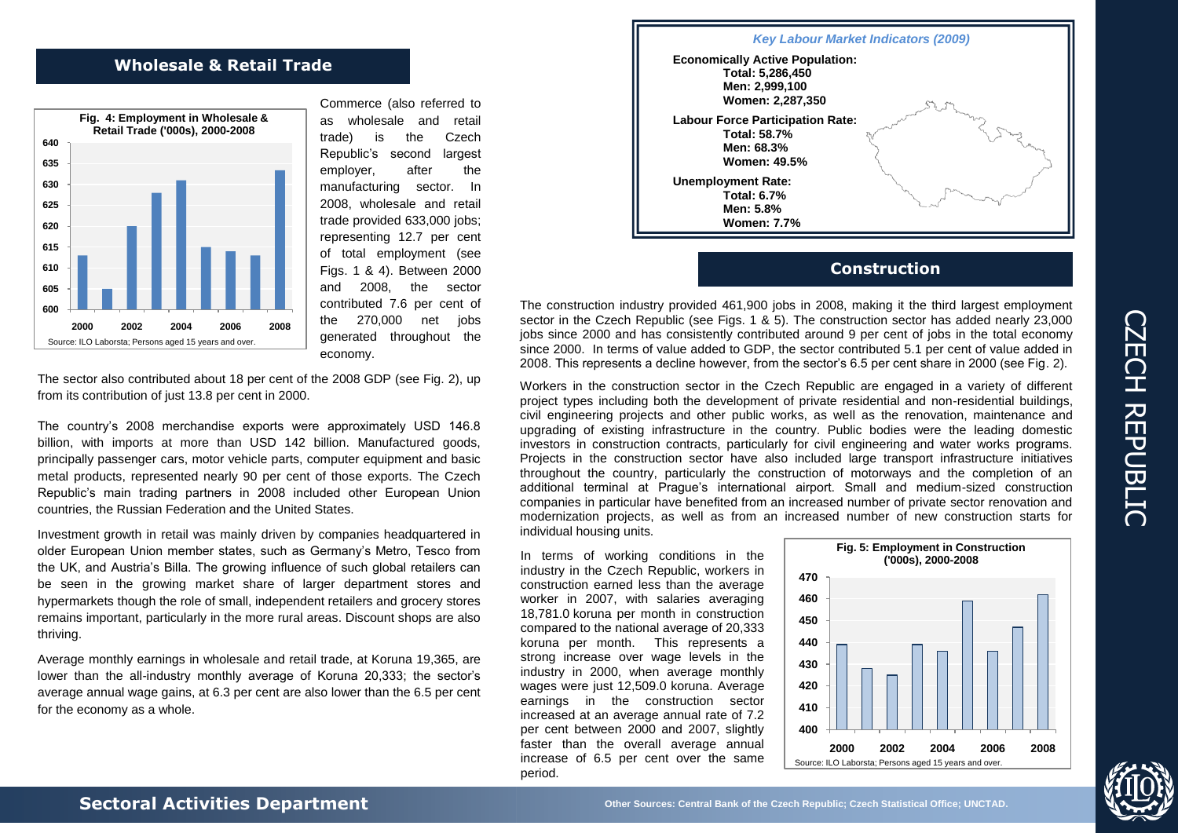## Wholesale & Retail Trade

**Fig. 4: Employment in Wholesale & Retail Trade ('000s), 2000-2008**

Source: ILO Laborsta; Persons aged 15 years and over.

Commerce (also referred to as wholesale and retail trade) is the Czech Republic's second largest employer, after the manufacturing sector. In 2008, wholesale and retail trade provided 633,000 jobs; representing 12.7 per cent of total employment (see Figs. 1 & 4). Between 2000 and 2008, the sector contributed 7.6 per cent of the 270,000 net jobs generated throughout the economy.

The sector also contributed about 18 per cent of the 2008 GDP (see Fig. 2), up from its contribution of just 13.8 per cent in 2000.

The country's 2008 merchandise exports were approximately USD 146.8 billion, with imports at more than USD 142 billion. Manufactured goods, principally passenger cars, motor vehicle parts, computer equipment and basic metal products, represented nearly 90 per cent of those exports. The Czech Republic's main trading partners in 2008 included other European Union countries, the Russian Federation and the United States.

Investment growth in retail was mainly driven by companies headquartered in older European Union member states, such as Germany's Metro, Tesco from the UK, and Austria's Billa. The growing influence of such global retailers can be seen in the growing market share of larger department stores and hypermarkets though the role of small, independent retailers and grocery stores remains important, particularly in the more rural areas. Discount shops are also thriving.

Average monthly earnings in wholesale and retail trade, at Koruna 19,365, are lower than the all-industry monthly average of Koruna 20,333; the sector's average annual wage gains, at 6.3 per cent are also lower than the 6.5 per cent for the economy as a whole.

*Key Labour Market Indicators (2009)*

**Economically Active Population:**
**Total: 5,286,450**
**Men: 2,999,100**
**Women: 2,287,350**

**Labour Force Participation Rate:**
**Total: 58.7%**
**Men: 68.3%**
**Women: 49.5%**

**Unemployment Rate:**
**Total: 6.7%**
**Men: 5.8%**
**Women: 7.7%**

## Construction

The construction industry provided 461,900 jobs in 2008, making it the third largest employment sector in the Czech Republic (see Figs. 1 & 5). The construction sector has added nearly 23,000 jobs since 2000 and has consistently contributed around 9 per cent of jobs in the total economy since 2000. In terms of value added to GDP, the sector contributed 5.1 per cent of value added in 2008. This represents a decline however, from the sector's 6.5 per cent share in 2000 (see Fig. 2).

Workers in the construction sector in the Czech Republic are engaged in a variety of different project types including both the development of private residential and non-residential buildings, civil engineering projects and other public works, as well as the renovation, maintenance and upgrading of existing infrastructure in the country. Public bodies were the leading domestic investors in construction contracts, particularly for civil engineering and water works programs. Projects in the construction sector have also included large transport infrastructure initiatives throughout the country, particularly the construction of motorways and the completion of an additional terminal at Prague's international airport. Small and medium-sized construction companies in particular have benefited from an increased number of private sector renovation and modernization projects, as well as from an increased number of new construction starts for individual housing units.

In terms of working conditions in the industry in the Czech Republic, workers in construction earned less than the average worker in 2007, with salaries averaging 18,781.0 koruna per month in construction compared to the national average of 20,333 koruna per month. This represents a strong increase over wage levels in the industry in 2000, when average monthly wages were just 12,509.0 koruna. Average earnings in the construction sector increased at an average annual rate of 7.2 per cent between 2000 and 2007, slightly faster than the overall average annual increase of 6.5 per cent over the same period.

**Fig. 5: Employment in Construction ('000s), 2000-2008**

Source: ILO Laborsta; Persons aged 15 years and over.

CZECH REPUBLIC

**Sectoral Activities Department**

**Other Sources: Central Bank of the Czech Republic; Czech Statistical Office; UNCTAD.**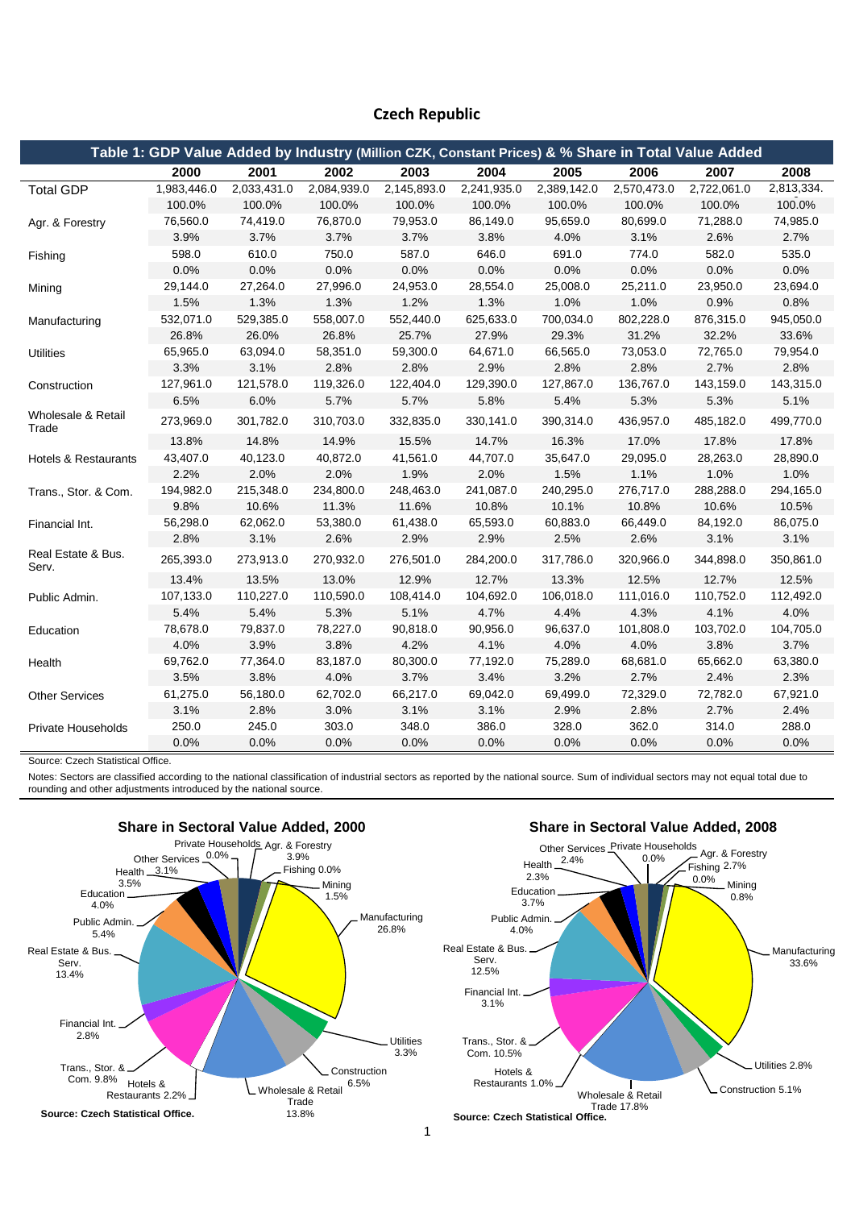## Czech Republic

**Table 1: GDP Value Added by Industry (Million CZK, Constant Prices) & % Share in Total Value Added**

| | 2000 | 2001 | 2002 | 2003 | 2004 | 2005 | 2006 | 2007 | 2008 |
|---|---|---|---|---|---|---|---|---|---|
| Total GDP | 1,983,446.0 | 2,033,431.0 | 2,084,939.0 | 2,145,893.0 | 2,241,935.0 | 2,389,142.0 | 2,570,473.0 | 2,722,061.0 | 2,813,334. |
| | 100.0% | 100.0% | 100.0% | 100.0% | 100.0% | 100.0% | 100.0% | 100.0% | 100.0% |
| Agr. & Forestry | 76,560.0 | 74,419.0 | 76,870.0 | 79,953.0 | 86,149.0 | 95,659.0 | 80,699.0 | 71,288.0 | 74,985.0 |
| | 3.9% | 3.7% | 3.7% | 3.7% | 3.8% | 4.0% | 3.1% | 2.6% | 2.7% |
| Fishing | 598.0 | 610.0 | 750.0 | 587.0 | 646.0 | 691.0 | 774.0 | 582.0 | 535.0 |
| | 0.0% | 0.0% | 0.0% | 0.0% | 0.0% | 0.0% | 0.0% | 0.0% | 0.0% |
| Mining | 29,144.0 | 27,264.0 | 27,996.0 | 24,953.0 | 28,554.0 | 25,008.0 | 25,211.0 | 23,950.0 | 23,694.0 |
| | 1.5% | 1.3% | 1.3% | 1.2% | 1.3% | 1.0% | 1.0% | 0.9% | 0.8% |
| Manufacturing | 532,071.0 | 529,385.0 | 558,007.0 | 552,440.0 | 625,633.0 | 700,034.0 | 802,228.0 | 876,315.0 | 945,050.0 |
| | 26.8% | 26.0% | 26.8% | 25.7% | 27.9% | 29.3% | 31.2% | 32.2% | 33.6% |
| Utilities | 65,965.0 | 63,094.0 | 58,351.0 | 59,300.0 | 64,671.0 | 66,565.0 | 73,053.0 | 72,765.0 | 79,954.0 |
| | 3.3% | 3.1% | 2.8% | 2.8% | 2.9% | 2.8% | 2.8% | 2.7% | 2.8% |
| Construction | 127,961.0 | 121,578.0 | 119,326.0 | 122,404.0 | 129,390.0 | 127,867.0 | 136,767.0 | 143,159.0 | 143,315.0 |
| | 6.5% | 6.0% | 5.7% | 5.7% | 5.8% | 5.4% | 5.3% | 5.3% | 5.1% |
| Wholesale & Retail Trade | 273,969.0 | 301,782.0 | 310,703.0 | 332,835.0 | 330,141.0 | 390,314.0 | 436,957.0 | 485,182.0 | 499,770.0 |
| | 13.8% | 14.8% | 14.9% | 15.5% | 14.7% | 16.3% | 17.0% | 17.8% | 17.8% |
| Hotels & Restaurants | 43,407.0 | 40,123.0 | 40,872.0 | 41,561.0 | 44,707.0 | 35,647.0 | 29,095.0 | 28,263.0 | 28,890.0 |
| | 2.2% | 2.0% | 2.0% | 1.9% | 2.0% | 1.5% | 1.1% | 1.0% | 1.0% |
| Trans., Stor. & Com. | 194,982.0 | 215,348.0 | 234,800.0 | 248,463.0 | 241,087.0 | 240,295.0 | 276,717.0 | 288,288.0 | 294,165.0 |
| | 9.8% | 10.6% | 11.3% | 11.6% | 10.8% | 10.1% | 10.8% | 10.6% | 10.5% |
| Financial Int. | 56,298.0 | 62,062.0 | 53,380.0 | 61,438.0 | 65,593.0 | 60,883.0 | 66,449.0 | 84,192.0 | 86,075.0 |
| | 2.8% | 3.1% | 2.6% | 2.9% | 2.9% | 2.5% | 2.6% | 3.1% | 3.1% |
| Real Estate & Bus. Serv. | 265,393.0 | 273,913.0 | 270,932.0 | 276,501.0 | 284,200.0 | 317,786.0 | 320,966.0 | 344,898.0 | 350,861.0 |
| | 13.4% | 13.5% | 13.0% | 12.9% | 12.7% | 13.3% | 12.5% | 12.7% | 12.5% |
| Public Admin. | 107,133.0 | 110,227.0 | 110,590.0 | 108,414.0 | 104,692.0 | 106,018.0 | 111,016.0 | 110,752.0 | 112,492.0 |
| | 5.4% | 5.4% | 5.3% | 5.1% | 4.7% | 4.4% | 4.3% | 4.1% | 4.0% |
| Education | 78,678.0 | 79,837.0 | 78,227.0 | 90,818.0 | 90,956.0 | 96,637.0 | 101,808.0 | 103,702.0 | 104,705.0 |
| | 4.0% | 3.9% | 3.8% | 4.2% | 4.1% | 4.0% | 4.0% | 3.8% | 3.7% |
| Health | 69,762.0 | 77,364.0 | 83,187.0 | 80,300.0 | 77,192.0 | 75,289.0 | 68,681.0 | 65,662.0 | 63,380.0 |
| | 3.5% | 3.8% | 4.0% | 3.7% | 3.4% | 3.2% | 2.7% | 2.4% | 2.3% |
| Other Services | 61,275.0 | 56,180.0 | 62,702.0 | 66,217.0 | 69,042.0 | 69,499.0 | 72,329.0 | 72,782.0 | 67,921.0 |
| | 3.1% | 2.8% | 3.0% | 3.1% | 3.1% | 2.9% | 2.8% | 2.7% | 2.4% |
| Private Households | 250.0 | 245.0 | 303.0 | 348.0 | 386.0 | 328.0 | 362.0 | 314.0 | 288.0 |
| | 0.0% | 0.0% | 0.0% | 0.0% | 0.0% | 0.0% | 0.0% | 0.0% | 0.0% |

Source: Czech Statistical Office.

Notes: Sectors are classified according to the national classification of industrial sectors as reported by the national source. Sum of individual sectors may not equal total due to rounding and other adjustments introduced by the national source.

**Share in Sectoral Value Added, 2000**

**Source: Czech Statistical Office.**

**Share in Sectoral Value Added, 2008**

**Source: Czech Statistical Office.**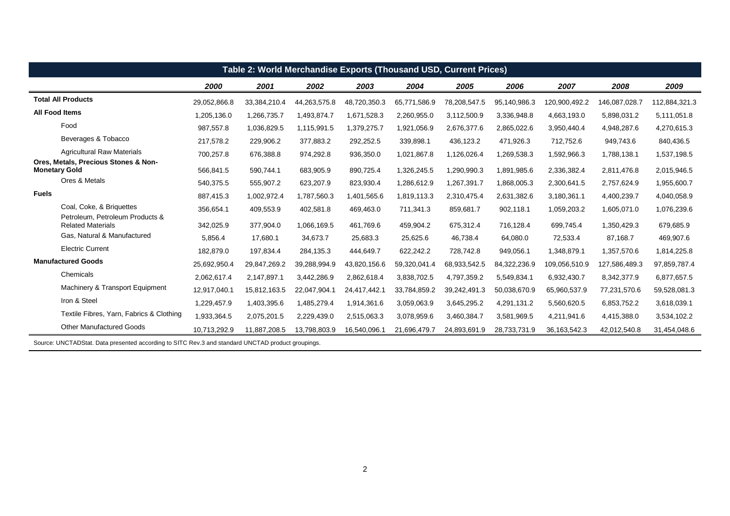**Table 2: World Merchandise Exports (Thousand USD, Current Prices)**

| | 2000 | 2001 | 2002 | 2003 | 2004 | 2005 | 2006 | 2007 | 2008 | 2009 |
|---|---|---|---|---|---|---|---|---|---|---|
| **Total All Products** | 29,052,866.8 | 33,384,210.4 | 44,263,575.8 | 48,720,350.3 | 65,771,586.9 | 78,208,547.5 | 95,140,986.3 | 120,900,492.2 | 146,087,028.7 | 112,884,321.3 |
| **All Food Items** | 1,205,136.0 | 1,266,735.7 | 1,493,874.7 | 1,671,528.3 | 2,260,955.0 | 3,112,500.9 | 3,336,948.8 | 4,663,193.0 | 5,898,031.2 | 5,111,051.8 |
| Food | 987,557.8 | 1,036,829.5 | 1,115,991.5 | 1,379,275.7 | 1,921,056.9 | 2,676,377.6 | 2,865,022.6 | 3,950,440.4 | 4,948,287.6 | 4,270,615.3 |
| Beverages & Tobacco | 217,578.2 | 229,906.2 | 377,883.2 | 292,252.5 | 339,898.1 | 436,123.2 | 471,926.3 | 712,752.6 | 949,743.6 | 840,436.5 |
| Agricultural Raw Materials | 700,257.8 | 676,388.8 | 974,292.8 | 936,350.0 | 1,021,867.8 | 1,126,026.4 | 1,269,538.3 | 1,592,966.3 | 1,788,138.1 | 1,537,198.5 |
| **Ores, Metals, Precious Stones & Non-Monetary Gold** | 566,841.5 | 590,744.1 | 683,905.9 | 890,725.4 | 1,326,245.5 | 1,290,990.3 | 1,891,985.6 | 2,336,382.4 | 2,811,476.8 | 2,015,946.5 |
| Ores & Metals | 540,375.5 | 555,907.2 | 623,207.9 | 823,930.4 | 1,286,612.9 | 1,267,391.7 | 1,868,005.3 | 2,300,641.5 | 2,757,624.9 | 1,955,600.7 |
| **Fuels** | 887,415.3 | 1,002,972.4 | 1,787,560.3 | 1,401,565.6 | 1,819,113.3 | 2,310,475.4 | 2,631,382.6 | 3,180,361.1 | 4,400,239.7 | 4,040,058.9 |
| Coal, Coke, & Briquettes | 356,654.1 | 409,553.9 | 402,581.8 | 469,463.0 | 711,341.3 | 859,681.7 | 902,118.1 | 1,059,203.2 | 1,605,071.0 | 1,076,239.6 |
| Petroleum, Petroleum Products & Related Materials | 342,025.9 | 377,904.0 | 1,066,169.5 | 461,769.6 | 459,904.2 | 675,312.4 | 716,128.4 | 699,745.4 | 1,350,429.3 | 679,685.9 |
| Gas, Natural & Manufactured | 5,856.4 | 17,680.1 | 34,673.7 | 25,683.3 | 25,625.6 | 46,738.4 | 64,080.0 | 72,533.4 | 87,168.7 | 469,907.6 |
| Electric Current | 182,879.0 | 197,834.4 | 284,135.3 | 444,649.7 | 622,242.2 | 728,742.8 | 949,056.1 | 1,348,879.1 | 1,357,570.6 | 1,814,225.8 |
| **Manufactured Goods** | 25,692,950.4 | 29,847,269.2 | 39,288,994.9 | 43,820,156.6 | 59,320,041.4 | 68,933,542.5 | 84,322,236.9 | 109,056,510.9 | 127,586,489.3 | 97,859,787.4 |
| Chemicals | 2,062,617.4 | 2,147,897.1 | 3,442,286.9 | 2,862,618.4 | 3,838,702.5 | 4,797,359.2 | 5,549,834.1 | 6,932,430.7 | 8,342,377.9 | 6,877,657.5 |
| Machinery & Transport Equipment | 12,917,040.1 | 15,812,163.5 | 22,047,904.1 | 24,417,442.1 | 33,784,859.2 | 39,242,491.3 | 50,038,670.9 | 65,960,537.9 | 77,231,570.6 | 59,528,081.3 |
| Iron & Steel | 1,229,457.9 | 1,403,395.6 | 1,485,279.4 | 1,914,361.6 | 3,059,063.9 | 3,645,295.2 | 4,291,131.2 | 5,560,620.5 | 6,853,752.2 | 3,618,039.1 |
| Textile Fibres, Yarn, Fabrics & Clothing | 1,933,364.5 | 2,075,201.5 | 2,229,439.0 | 2,515,063.3 | 3,078,959.6 | 3,460,384.7 | 3,581,969.5 | 4,211,941.6 | 4,415,388.0 | 3,534,102.2 |
| Other Manufactured Goods | 10,713,292.9 | 11,887,208.5 | 13,798,803.9 | 16,540,096.1 | 21,696,479.7 | 24,893,691.9 | 28,733,731.9 | 36,163,542.3 | 42,012,540.8 | 31,454,048.6 |

Source: UNCTADStat. Data presented according to SITC Rev.3 and standard UNCTAD product groupings.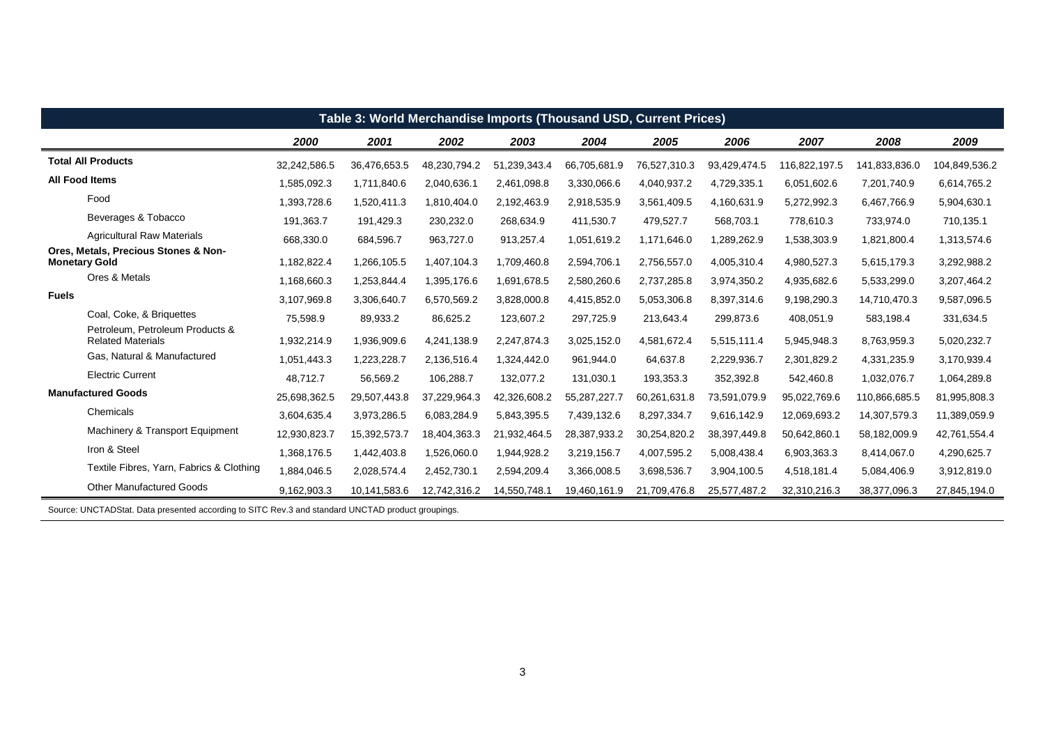| Table 3: World Merchandise Imports (Thousand USD, Current Prices) | | | | | | | | | | |
|---|---|---|---|---|---|---|---|---|---|---|
| | ***2000*** | ***2001*** | ***2002*** | ***2003*** | ***2004*** | ***2005*** | ***2006*** | ***2007*** | ***2008*** | ***2009*** |
| **Total All Products** | 32,242,586.5 | 36,476,653.5 | 48,230,794.2 | 51,239,343.4 | 66,705,681.9 | 76,527,310.3 | 93,429,474.5 | 116,822,197.5 | 141,833,836.0 | 104,849,536.2 |
| **All Food Items** | 1,585,092.3 | 1,711,840.6 | 2,040,636.1 | 2,461,098.8 | 3,330,066.6 | 4,040,937.2 | 4,729,335.1 | 6,051,602.6 | 7,201,740.9 | 6,614,765.2 |
| Food | 1,393,728.6 | 1,520,411.3 | 1,810,404.0 | 2,192,463.9 | 2,918,535.9 | 3,561,409.5 | 4,160,631.9 | 5,272,992.3 | 6,467,766.9 | 5,904,630.1 |
| Beverages & Tobacco | 191,363.7 | 191,429.3 | 230,232.0 | 268,634.9 | 411,530.7 | 479,527.7 | 568,703.1 | 778,610.3 | 733,974.0 | 710,135.1 |
| Agricultural Raw Materials | 668,330.0 | 684,596.7 | 963,727.0 | 913,257.4 | 1,051,619.2 | 1,171,646.0 | 1,289,262.9 | 1,538,303.9 | 1,821,800.4 | 1,313,574.6 |
| **Ores, Metals, Precious Stones & Non-Monetary Gold** | 1,182,822.4 | 1,266,105.5 | 1,407,104.3 | 1,709,460.8 | 2,594,706.1 | 2,756,557.0 | 4,005,310.4 | 4,980,527.3 | 5,615,179.3 | 3,292,988.2 |
| Ores & Metals | 1,168,660.3 | 1,253,844.4 | 1,395,176.6 | 1,691,678.5 | 2,580,260.6 | 2,737,285.8 | 3,974,350.2 | 4,935,682.6 | 5,533,299.0 | 3,207,464.2 |
| **Fuels** | 3,107,969.8 | 3,306,640.7 | 6,570,569.2 | 3,828,000.8 | 4,415,852.0 | 5,053,306.8 | 8,397,314.6 | 9,198,290.3 | 14,710,470.3 | 9,587,096.5 |
| Coal, Coke, & Briquettes | 75,598.9 | 89,933.2 | 86,625.2 | 123,607.2 | 297,725.9 | 213,643.4 | 299,873.6 | 408,051.9 | 583,198.4 | 331,634.5 |
| Petroleum, Petroleum Products & Related Materials | 1,932,214.9 | 1,936,909.6 | 4,241,138.9 | 2,247,874.3 | 3,025,152.0 | 4,581,672.4 | 5,515,111.4 | 5,945,948.3 | 8,763,959.3 | 5,020,232.7 |
| Gas, Natural & Manufactured | 1,051,443.3 | 1,223,228.7 | 2,136,516.4 | 1,324,442.0 | 961,944.0 | 64,637.8 | 2,229,936.7 | 2,301,829.2 | 4,331,235.9 | 3,170,939.4 |
| Electric Current | 48,712.7 | 56,569.2 | 106,288.7 | 132,077.2 | 131,030.1 | 193,353.3 | 352,392.8 | 542,460.8 | 1,032,076.7 | 1,064,289.8 |
| **Manufactured Goods** | 25,698,362.5 | 29,507,443.8 | 37,229,964.3 | 42,326,608.2 | 55,287,227.7 | 60,261,631.8 | 73,591,079.9 | 95,022,769.6 | 110,866,685.5 | 81,995,808.3 |
| Chemicals | 3,604,635.4 | 3,973,286.5 | 6,083,284.9 | 5,843,395.5 | 7,439,132.6 | 8,297,334.7 | 9,616,142.9 | 12,069,693.2 | 14,307,579.3 | 11,389,059.9 |
| Machinery & Transport Equipment | 12,930,823.7 | 15,392,573.7 | 18,404,363.3 | 21,932,464.5 | 28,387,933.2 | 30,254,820.2 | 38,397,449.8 | 50,642,860.1 | 58,182,009.9 | 42,761,554.4 |
| Iron & Steel | 1,368,176.5 | 1,442,403.8 | 1,526,060.0 | 1,944,928.2 | 3,219,156.7 | 4,007,595.2 | 5,008,438.4 | 6,903,363.3 | 8,414,067.0 | 4,290,625.7 |
| Textile Fibres, Yarn, Fabrics & Clothing | 1,884,046.5 | 2,028,574.4 | 2,452,730.1 | 2,594,209.4 | 3,366,008.5 | 3,698,536.7 | 3,904,100.5 | 4,518,181.4 | 5,084,406.9 | 3,912,819.0 |
| Other Manufactured Goods | 9,162,903.3 | 10,141,583.6 | 12,742,316.2 | 14,550,748.1 | 19,460,161.9 | 21,709,476.8 | 25,577,487.2 | 32,310,216.3 | 38,377,096.3 | 27,845,194.0 |

Source: UNCTADStat. Data presented according to SITC Rev.3 and standard UNCTAD product groupings.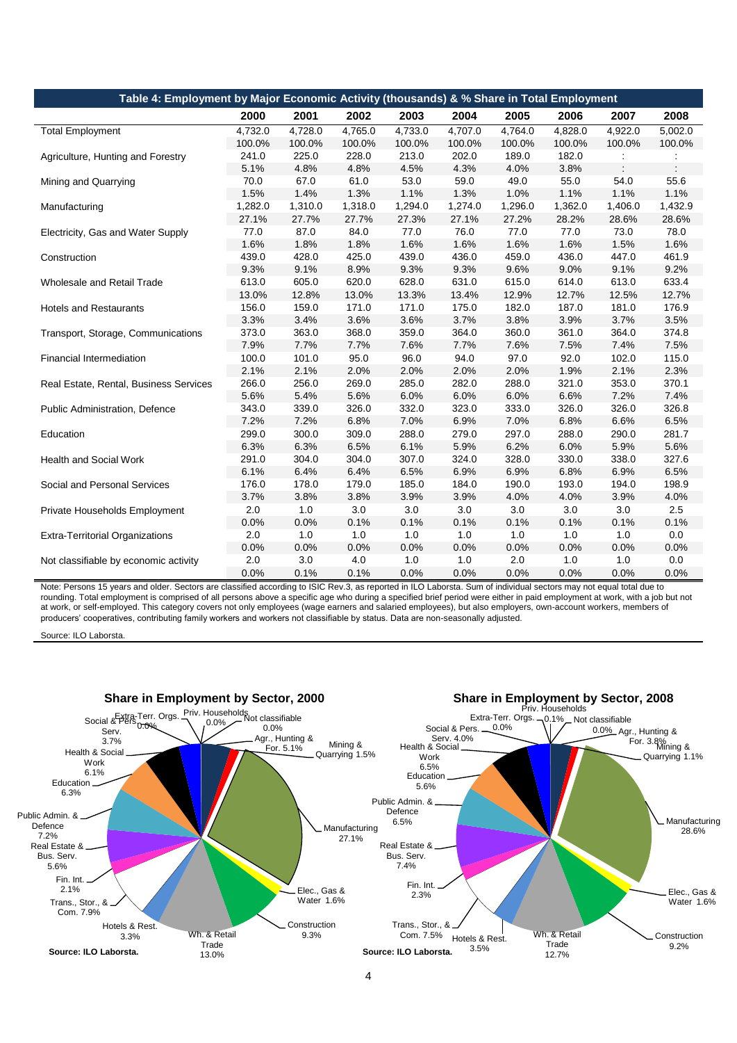**Table 4: Employment by Major Economic Activity (thousands) & % Share in Total Employment**

| | 2000 | 2001 | 2002 | 2003 | 2004 | 2005 | 2006 | 2007 | 2008 |
|---|---|---|---|---|---|---|---|---|---|
| Total Employment | 4,732.0 | 4,728.0 | 4,765.0 | 4,733.0 | 4,707.0 | 4,764.0 | 4,828.0 | 4,922.0 | 5,002.0 |
| | 100.0% | 100.0% | 100.0% | 100.0% | 100.0% | 100.0% | 100.0% | 100.0% | 100.0% |
| Agriculture, Hunting and Forestry | 241.0 | 225.0 | 228.0 | 213.0 | 202.0 | 189.0 | 182.0 | : | : |
| | 5.1% | 4.8% | 4.8% | 4.5% | 4.3% | 4.0% | 3.8% | : | : |
| Mining and Quarrying | 70.0 | 67.0 | 61.0 | 53.0 | 59.0 | 49.0 | 55.0 | 54.0 | 55.6 |
| | 1.5% | 1.4% | 1.3% | 1.1% | 1.3% | 1.0% | 1.1% | 1.1% | 1.1% |
| Manufacturing | 1,282.0 | 1,310.0 | 1,318.0 | 1,294.0 | 1,274.0 | 1,296.0 | 1,362.0 | 1,406.0 | 1,432.9 |
| | 27.1% | 27.7% | 27.7% | 27.3% | 27.1% | 27.2% | 28.2% | 28.6% | 28.6% |
| Electricity, Gas and Water Supply | 77.0 | 87.0 | 84.0 | 77.0 | 76.0 | 77.0 | 77.0 | 73.0 | 78.0 |
| | 1.6% | 1.8% | 1.8% | 1.6% | 1.6% | 1.6% | 1.6% | 1.5% | 1.6% |
| Construction | 439.0 | 428.0 | 425.0 | 439.0 | 436.0 | 459.0 | 436.0 | 447.0 | 461.9 |
| | 9.3% | 9.1% | 8.9% | 9.3% | 9.3% | 9.6% | 9.0% | 9.1% | 9.2% |
| Wholesale and Retail Trade | 613.0 | 605.0 | 620.0 | 628.0 | 631.0 | 615.0 | 614.0 | 613.0 | 633.4 |
| | 13.0% | 12.8% | 13.0% | 13.3% | 13.4% | 12.9% | 12.7% | 12.5% | 12.7% |
| Hotels and Restaurants | 156.0 | 159.0 | 171.0 | 171.0 | 175.0 | 182.0 | 187.0 | 181.0 | 176.9 |
| | 3.3% | 3.4% | 3.6% | 3.6% | 3.7% | 3.8% | 3.9% | 3.7% | 3.5% |
| Transport, Storage, Communications | 373.0 | 363.0 | 368.0 | 359.0 | 364.0 | 360.0 | 361.0 | 364.0 | 374.8 |
| | 7.9% | 7.7% | 7.7% | 7.6% | 7.7% | 7.6% | 7.5% | 7.4% | 7.5% |
| Financial Intermediation | 100.0 | 101.0 | 95.0 | 96.0 | 94.0 | 97.0 | 92.0 | 102.0 | 115.0 |
| | 2.1% | 2.1% | 2.0% | 2.0% | 2.0% | 2.0% | 1.9% | 2.1% | 2.3% |
| Real Estate, Rental, Business Services | 266.0 | 256.0 | 269.0 | 285.0 | 282.0 | 288.0 | 321.0 | 353.0 | 370.1 |
| | 5.6% | 5.4% | 5.6% | 6.0% | 6.0% | 6.0% | 6.6% | 7.2% | 7.4% |
| Public Administration, Defence | 343.0 | 339.0 | 326.0 | 332.0 | 323.0 | 333.0 | 326.0 | 326.0 | 326.8 |
| | 7.2% | 7.2% | 6.8% | 7.0% | 6.9% | 7.0% | 6.8% | 6.6% | 6.5% |
| Education | 299.0 | 300.0 | 309.0 | 288.0 | 279.0 | 297.0 | 288.0 | 290.0 | 281.7 |
| | 6.3% | 6.3% | 6.5% | 6.1% | 5.9% | 6.2% | 6.0% | 5.9% | 5.6% |
| Health and Social Work | 291.0 | 304.0 | 304.0 | 307.0 | 324.0 | 328.0 | 330.0 | 338.0 | 327.6 |
| | 6.1% | 6.4% | 6.4% | 6.5% | 6.9% | 6.9% | 6.8% | 6.9% | 6.5% |
| Social and Personal Services | 176.0 | 178.0 | 179.0 | 185.0 | 184.0 | 190.0 | 193.0 | 194.0 | 198.9 |
| | 3.7% | 3.8% | 3.8% | 3.9% | 3.9% | 4.0% | 4.0% | 3.9% | 4.0% |
| Private Households Employment | 2.0 | 1.0 | 3.0 | 3.0 | 3.0 | 3.0 | 3.0 | 3.0 | 2.5 |
| | 0.0% | 0.0% | 0.1% | 0.1% | 0.1% | 0.1% | 0.1% | 0.1% | 0.1% |
| Extra-Territorial Organizations | 2.0 | 1.0 | 1.0 | 1.0 | 1.0 | 1.0 | 1.0 | 1.0 | 0.0 |
| | 0.0% | 0.0% | 0.0% | 0.0% | 0.0% | 0.0% | 0.0% | 0.0% | 0.0% |
| Not classifiable by economic activity | 2.0 | 3.0 | 4.0 | 1.0 | 1.0 | 2.0 | 1.0 | 1.0 | 0.0 |
| | 0.0% | 0.1% | 0.1% | 0.0% | 0.0% | 0.0% | 0.0% | 0.0% | 0.0% |

Note: Persons 15 years and older. Sectors are classified according to ISIC Rev.3, as reported in ILO Laborsta. Sum of individual sectors may not equal total due to rounding. Total employment is comprised of all persons above a specific age who during a specified brief period were either in paid employment at work, with a job but not at work, or self-employed. This category covers not only employees (wage earners and salaried employees), but also employers, own-account workers, members of producers' cooperatives, contributing family workers and workers not classifiable by status. Data are non-seasonally adjusted.

Source: ILO Laborsta.

**Share in Employment by Sector, 2000**

Source: ILO Laborsta.

**Share in Employment by Sector, 2008**

Source: ILO Laborsta.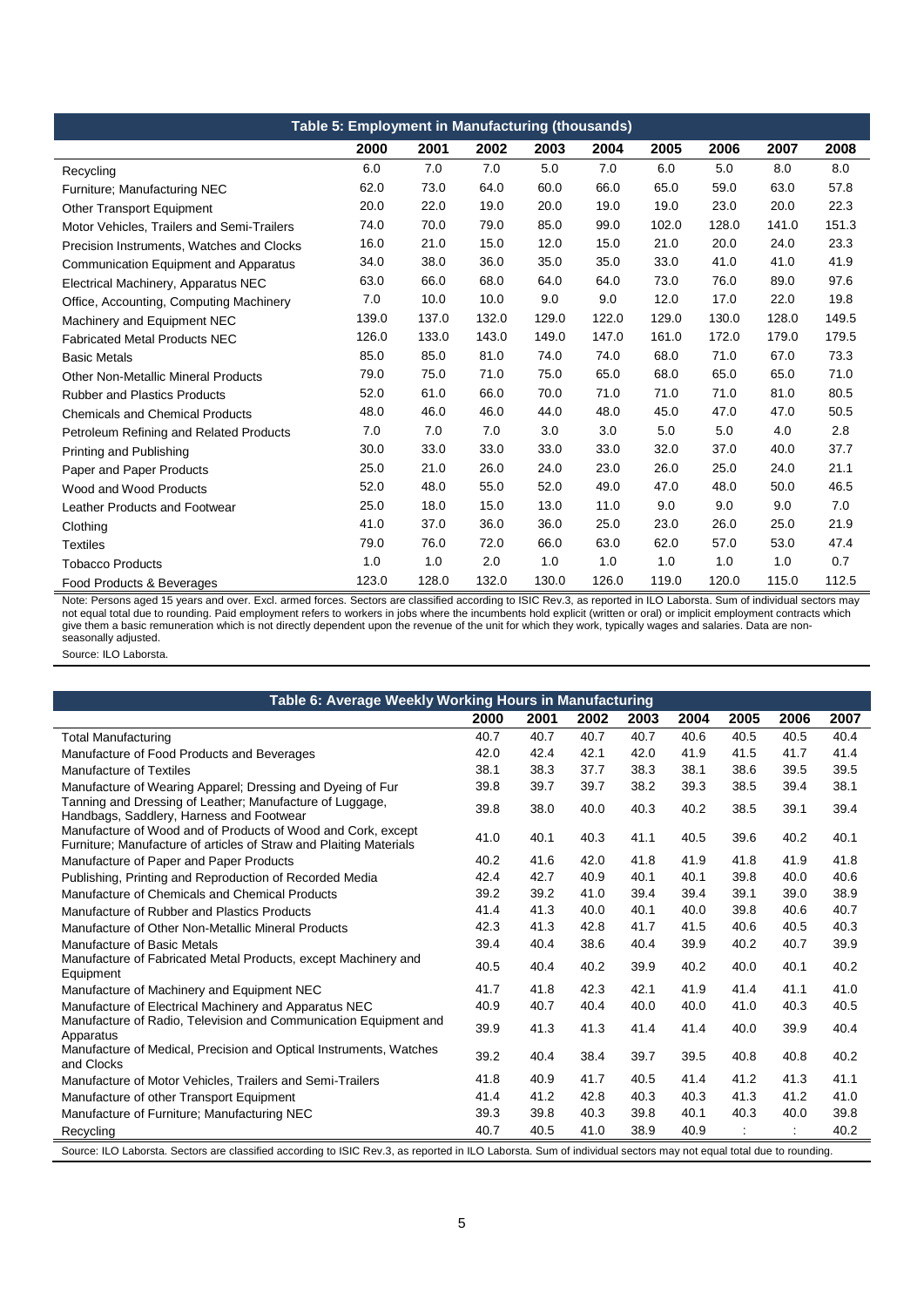**Table 5: Employment in Manufacturing (thousands)**

| | 2000 | 2001 | 2002 | 2003 | 2004 | 2005 | 2006 | 2007 | 2008 |
|---|---|---|---|---|---|---|---|---|---|
| Recycling | 6.0 | 7.0 | 7.0 | 5.0 | 7.0 | 6.0 | 5.0 | 8.0 | 8.0 |
| Furniture; Manufacturing NEC | 62.0 | 73.0 | 64.0 | 60.0 | 66.0 | 65.0 | 59.0 | 63.0 | 57.8 |
| Other Transport Equipment | 20.0 | 22.0 | 19.0 | 20.0 | 19.0 | 19.0 | 23.0 | 20.0 | 22.3 |
| Motor Vehicles, Trailers and Semi-Trailers | 74.0 | 70.0 | 79.0 | 85.0 | 99.0 | 102.0 | 128.0 | 141.0 | 151.3 |
| Precision Instruments, Watches and Clocks | 16.0 | 21.0 | 15.0 | 12.0 | 15.0 | 21.0 | 20.0 | 24.0 | 23.3 |
| Communication Equipment and Apparatus | 34.0 | 38.0 | 36.0 | 35.0 | 35.0 | 33.0 | 41.0 | 41.0 | 41.9 |
| Electrical Machinery, Apparatus NEC | 63.0 | 66.0 | 68.0 | 64.0 | 64.0 | 73.0 | 76.0 | 89.0 | 97.6 |
| Office, Accounting, Computing Machinery | 7.0 | 10.0 | 10.0 | 9.0 | 9.0 | 12.0 | 17.0 | 22.0 | 19.8 |
| Machinery and Equipment NEC | 139.0 | 137.0 | 132.0 | 129.0 | 122.0 | 129.0 | 130.0 | 128.0 | 149.5 |
| Fabricated Metal Products NEC | 126.0 | 133.0 | 143.0 | 149.0 | 147.0 | 161.0 | 172.0 | 179.0 | 179.5 |
| Basic Metals | 85.0 | 85.0 | 81.0 | 74.0 | 74.0 | 68.0 | 71.0 | 67.0 | 73.3 |
| Other Non-Metallic Mineral Products | 79.0 | 75.0 | 71.0 | 75.0 | 65.0 | 68.0 | 65.0 | 65.0 | 71.0 |
| Rubber and Plastics Products | 52.0 | 61.0 | 66.0 | 70.0 | 71.0 | 71.0 | 71.0 | 81.0 | 80.5 |
| Chemicals and Chemical Products | 48.0 | 46.0 | 46.0 | 44.0 | 48.0 | 45.0 | 47.0 | 47.0 | 50.5 |
| Petroleum Refining and Related Products | 7.0 | 7.0 | 7.0 | 3.0 | 3.0 | 5.0 | 5.0 | 4.0 | 2.8 |
| Printing and Publishing | 30.0 | 33.0 | 33.0 | 33.0 | 33.0 | 32.0 | 37.0 | 40.0 | 37.7 |
| Paper and Paper Products | 25.0 | 21.0 | 26.0 | 24.0 | 23.0 | 26.0 | 25.0 | 24.0 | 21.1 |
| Wood and Wood Products | 52.0 | 48.0 | 55.0 | 52.0 | 49.0 | 47.0 | 48.0 | 50.0 | 46.5 |
| Leather Products and Footwear | 25.0 | 18.0 | 15.0 | 13.0 | 11.0 | 9.0 | 9.0 | 9.0 | 7.0 |
| Clothing | 41.0 | 37.0 | 36.0 | 36.0 | 25.0 | 23.0 | 26.0 | 25.0 | 21.9 |
| Textiles | 79.0 | 76.0 | 72.0 | 66.0 | 63.0 | 62.0 | 57.0 | 53.0 | 47.4 |
| Tobacco Products | 1.0 | 1.0 | 2.0 | 1.0 | 1.0 | 1.0 | 1.0 | 1.0 | 0.7 |
| Food Products & Beverages | 123.0 | 128.0 | 132.0 | 130.0 | 126.0 | 119.0 | 120.0 | 115.0 | 112.5 |

Note: Persons aged 15 years and over. Excl. armed forces. Sectors are classified according to ISIC Rev.3, as reported in ILO Laborsta. Sum of individual sectors may not equal total due to rounding. Paid employment refers to workers in jobs where the incumbents hold explicit (written or oral) or implicit employment contracts which give them a basic remuneration which is not directly dependent upon the revenue of the unit for which they work, typically wages and salaries. Data are non-seasonally adjusted.

Source: ILO Laborsta.

**Table 6: Average Weekly Working Hours in Manufacturing**

| | 2000 | 2001 | 2002 | 2003 | 2004 | 2005 | 2006 | 2007 |
|---|---|---|---|---|---|---|---|---|
| Total Manufacturing | 40.7 | 40.7 | 40.7 | 40.7 | 40.6 | 40.5 | 40.5 | 40.4 |
| Manufacture of Food Products and Beverages | 42.0 | 42.4 | 42.1 | 42.0 | 41.9 | 41.5 | 41.7 | 41.4 |
| Manufacture of Textiles | 38.1 | 38.3 | 37.7 | 38.3 | 38.1 | 38.6 | 39.5 | 39.5 |
| Manufacture of Wearing Apparel; Dressing and Dyeing of Fur | 39.8 | 39.7 | 39.7 | 38.2 | 39.3 | 38.5 | 39.4 | 38.1 |
| Tanning and Dressing of Leather; Manufacture of Luggage, Handbags, Saddlery, Harness and Footwear | 39.8 | 38.0 | 40.0 | 40.3 | 40.2 | 38.5 | 39.1 | 39.4 |
| Manufacture of Wood and of Products of Wood and Cork, except Furniture; Manufacture of articles of Straw and Plaiting Materials | 41.0 | 40.1 | 40.3 | 41.1 | 40.5 | 39.6 | 40.2 | 40.1 |
| Manufacture of Paper and Paper Products | 40.2 | 41.6 | 42.0 | 41.8 | 41.9 | 41.8 | 41.9 | 41.8 |
| Publishing, Printing and Reproduction of Recorded Media | 42.4 | 42.7 | 40.9 | 40.1 | 40.1 | 39.8 | 40.0 | 40.6 |
| Manufacture of Chemicals and Chemical Products | 39.2 | 39.2 | 41.0 | 39.4 | 39.4 | 39.1 | 39.0 | 38.9 |
| Manufacture of Rubber and Plastics Products | 41.4 | 41.3 | 40.0 | 40.1 | 40.0 | 39.8 | 40.6 | 40.7 |
| Manufacture of Other Non-Metallic Mineral Products | 42.3 | 41.3 | 42.8 | 41.7 | 41.5 | 40.6 | 40.5 | 40.3 |
| Manufacture of Basic Metals | 39.4 | 40.4 | 38.6 | 40.4 | 39.9 | 40.2 | 40.7 | 39.9 |
| Manufacture of Fabricated Metal Products, except Machinery and Equipment | 40.5 | 40.4 | 40.2 | 39.9 | 40.2 | 40.0 | 40.1 | 40.2 |
| Manufacture of Machinery and Equipment NEC | 41.7 | 41.8 | 42.3 | 42.1 | 41.9 | 41.4 | 41.1 | 41.0 |
| Manufacture of Electrical Machinery and Apparatus NEC | 40.9 | 40.7 | 40.4 | 40.0 | 40.0 | 41.0 | 40.3 | 40.5 |
| Manufacture of Radio, Television and Communication Equipment and Apparatus | 39.9 | 41.3 | 41.3 | 41.4 | 41.4 | 40.0 | 39.9 | 40.4 |
| Manufacture of Medical, Precision and Optical Instruments, Watches and Clocks | 39.2 | 40.4 | 38.4 | 39.7 | 39.5 | 40.8 | 40.8 | 40.2 |
| Manufacture of Motor Vehicles, Trailers and Semi-Trailers | 41.8 | 40.9 | 41.7 | 40.5 | 41.4 | 41.2 | 41.3 | 41.1 |
| Manufacture of other Transport Equipment | 41.4 | 41.2 | 42.8 | 40.3 | 40.3 | 41.3 | 41.2 | 41.0 |
| Manufacture of Furniture; Manufacturing NEC | 39.3 | 39.8 | 40.3 | 39.8 | 40.1 | 40.3 | 40.0 | 39.8 |
| Recycling | 40.7 | 40.5 | 41.0 | 38.9 | 40.9 | : | : | 40.2 |

Source: ILO Laborsta. Sectors are classified according to ISIC Rev.3, as reported in ILO Laborsta. Sum of individual sectors may not equal total due to rounding.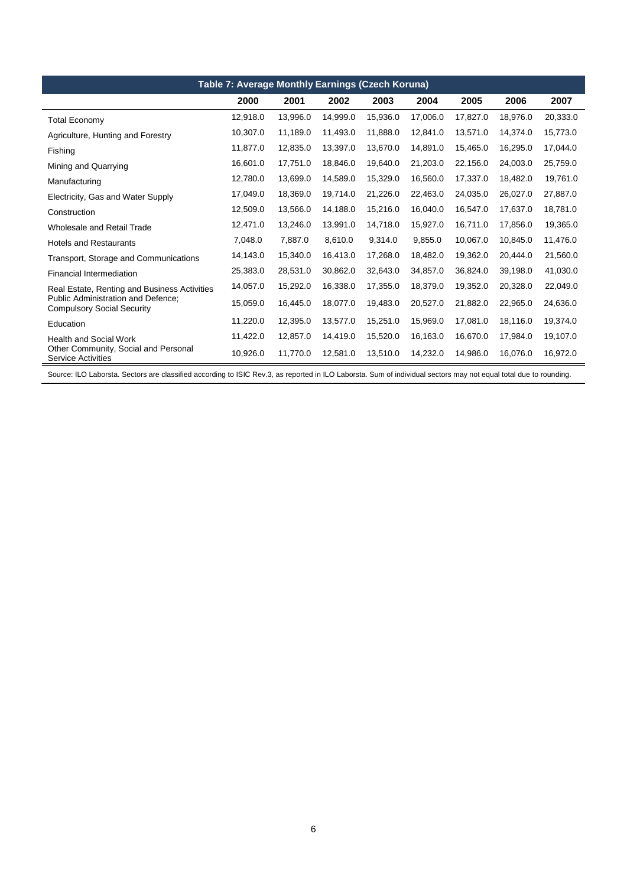**Table 7: Average Monthly Earnings (Czech Koruna)**

| | 2000 | 2001 | 2002 | 2003 | 2004 | 2005 | 2006 | 2007 |
|---|---|---|---|---|---|---|---|---|
| Total Economy | 12,918.0 | 13,996.0 | 14,999.0 | 15,936.0 | 17,006.0 | 17,827.0 | 18,976.0 | 20,333.0 |
| Agriculture, Hunting and Forestry | 10,307.0 | 11,189.0 | 11,493.0 | 11,888.0 | 12,841.0 | 13,571.0 | 14,374.0 | 15,773.0 |
| Fishing | 11,877.0 | 12,835.0 | 13,397.0 | 13,670.0 | 14,891.0 | 15,465.0 | 16,295.0 | 17,044.0 |
| Mining and Quarrying | 16,601.0 | 17,751.0 | 18,846.0 | 19,640.0 | 21,203.0 | 22,156.0 | 24,003.0 | 25,759.0 |
| Manufacturing | 12,780.0 | 13,699.0 | 14,589.0 | 15,329.0 | 16,560.0 | 17,337.0 | 18,482.0 | 19,761.0 |
| Electricity, Gas and Water Supply | 17,049.0 | 18,369.0 | 19,714.0 | 21,226.0 | 22,463.0 | 24,035.0 | 26,027.0 | 27,887.0 |
| Construction | 12,509.0 | 13,566.0 | 14,188.0 | 15,216.0 | 16,040.0 | 16,547.0 | 17,637.0 | 18,781.0 |
| Wholesale and Retail Trade | 12,471.0 | 13,246.0 | 13,991.0 | 14,718.0 | 15,927.0 | 16,711.0 | 17,856.0 | 19,365.0 |
| Hotels and Restaurants | 7,048.0 | 7,887.0 | 8,610.0 | 9,314.0 | 9,855.0 | 10,067.0 | 10,845.0 | 11,476.0 |
| Transport, Storage and Communications | 14,143.0 | 15,340.0 | 16,413.0 | 17,268.0 | 18,482.0 | 19,362.0 | 20,444.0 | 21,560.0 |
| Financial Intermediation | 25,383.0 | 28,531.0 | 30,862.0 | 32,643.0 | 34,857.0 | 36,824.0 | 39,198.0 | 41,030.0 |
| Real Estate, Renting and Business Activities | 14,057.0 | 15,292.0 | 16,338.0 | 17,355.0 | 18,379.0 | 19,352.0 | 20,328.0 | 22,049.0 |
| Public Administration and Defence; Compulsory Social Security | 15,059.0 | 16,445.0 | 18,077.0 | 19,483.0 | 20,527.0 | 21,882.0 | 22,965.0 | 24,636.0 |
| Education | 11,220.0 | 12,395.0 | 13,577.0 | 15,251.0 | 15,969.0 | 17,081.0 | 18,116.0 | 19,374.0 |
| Health and Social Work | 11,422.0 | 12,857.0 | 14,419.0 | 15,520.0 | 16,163.0 | 16,670.0 | 17,984.0 | 19,107.0 |
| Other Community, Social and Personal Service Activities | 10,926.0 | 11,770.0 | 12,581.0 | 13,510.0 | 14,232.0 | 14,986.0 | 16,076.0 | 16,972.0 |

Source: ILO Laborsta. Sectors are classified according to ISIC Rev.3, as reported in ILO Laborsta. Sum of individual sectors may not equal total due to rounding.